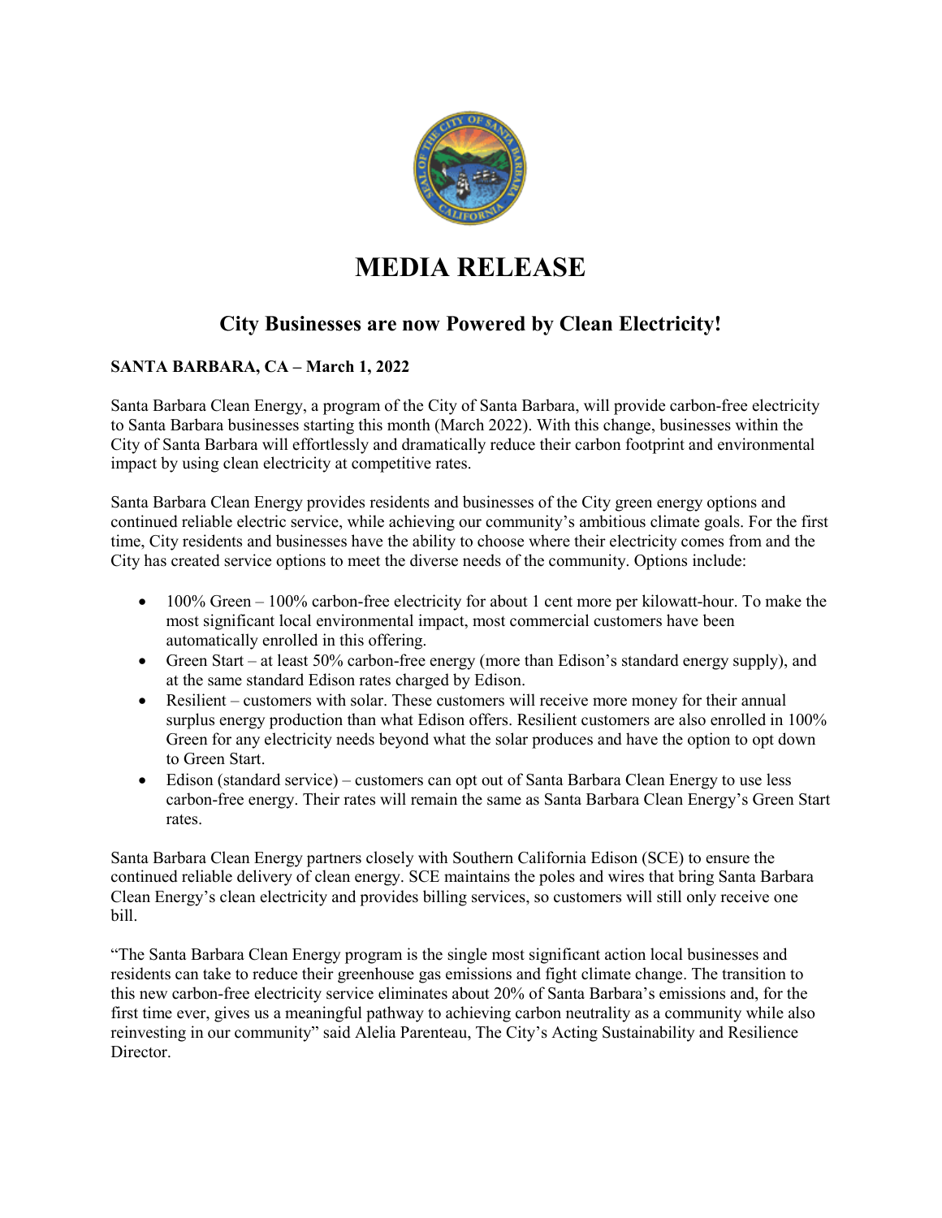# MEDIA RELEASE

## City Businesses are now Powered by Clean Electricity!

**SANTA BARBARA, CA – March 1, 2022**

Santa Barbara Clean Energy, a program of the City of Santa Barbara, will provide carbon-free electricity to Santa Barbara businesses starting this month (March 2022). With this change, businesses within the City of Santa Barbara will effortlessly and dramatically reduce their carbon footprint and environmental impact by using clean electricity at competitive rates.

Santa Barbara Clean Energy provides residents and businesses of the City green energy options and continued reliable electric service, while achieving our community's ambitious climate goals. For the first time, City residents and businesses have the ability to choose where their electricity comes from and the City has created service options to meet the diverse needs of the community. Options include:

- 100% Green – 100% carbon-free electricity for about 1 cent more per kilowatt-hour. To make the most significant local environmental impact, most commercial customers have been automatically enrolled in this offering.
- Green Start – at least 50% carbon-free energy (more than Edison's standard energy supply), and at the same standard Edison rates charged by Edison.
- Resilient – customers with solar. These customers will receive more money for their annual surplus energy production than what Edison offers. Resilient customers are also enrolled in 100% Green for any electricity needs beyond what the solar produces and have the option to opt down to Green Start.
- Edison (standard service) – customers can opt out of Santa Barbara Clean Energy to use less carbon-free energy. Their rates will remain the same as Santa Barbara Clean Energy's Green Start rates.

Santa Barbara Clean Energy partners closely with Southern California Edison (SCE) to ensure the continued reliable delivery of clean energy. SCE maintains the poles and wires that bring Santa Barbara Clean Energy's clean electricity and provides billing services, so customers will still only receive one bill.

"The Santa Barbara Clean Energy program is the single most significant action local businesses and residents can take to reduce their greenhouse gas emissions and fight climate change. The transition to this new carbon-free electricity service eliminates about 20% of Santa Barbara's emissions and, for the first time ever, gives us a meaningful pathway to achieving carbon neutrality as a community while also reinvesting in our community" said Alelia Parenteau, The City's Acting Sustainability and Resilience Director.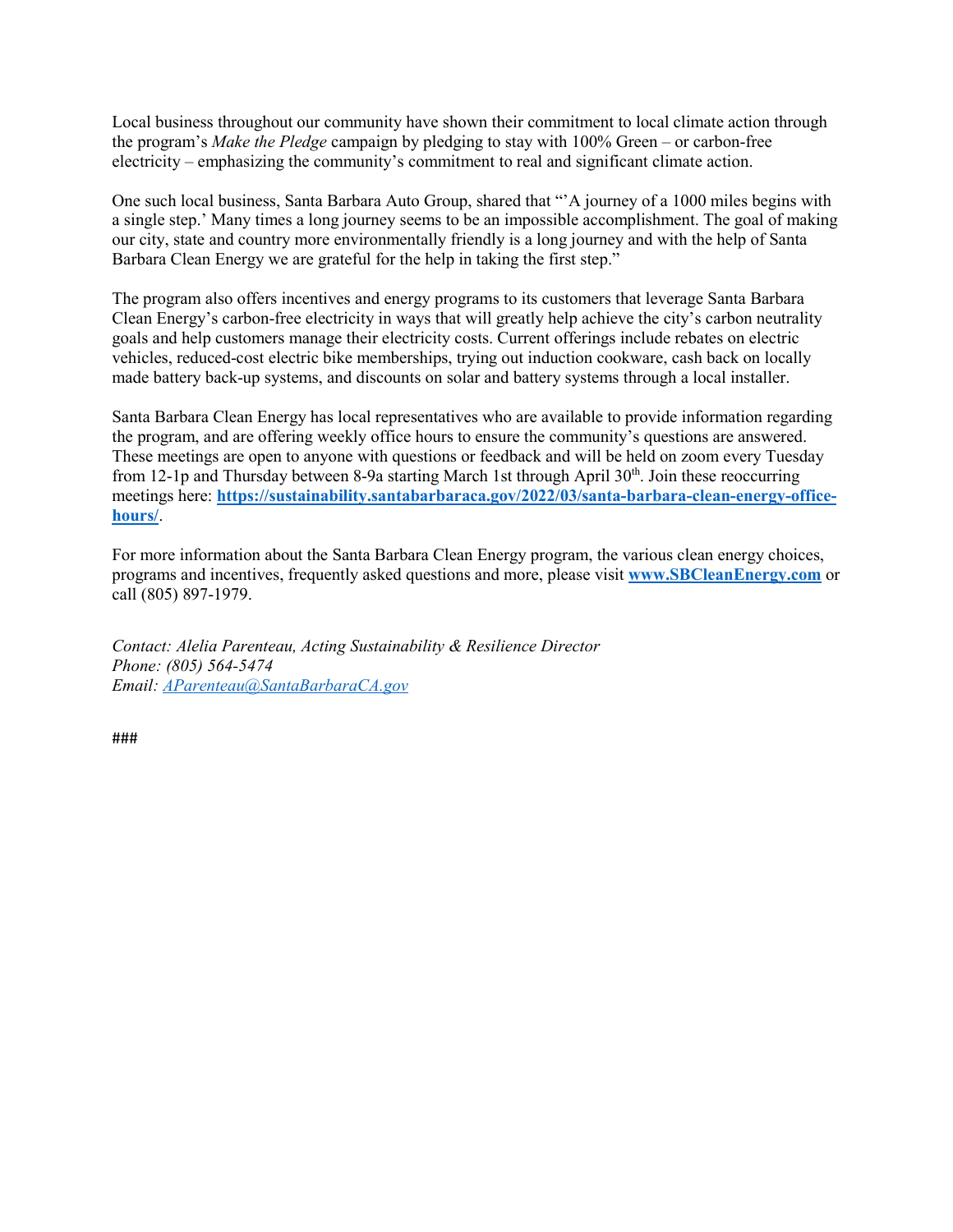Local business throughout our community have shown their commitment to local climate action through the program's *Make the Pledge* campaign by pledging to stay with 100% Green – or carbon-free electricity – emphasizing the community's commitment to real and significant climate action.

One such local business, Santa Barbara Auto Group, shared that "'A journey of a 1000 miles begins with a single step.' Many times a long journey seems to be an impossible accomplishment. The goal of making our city, state and country more environmentally friendly is a long journey and with the help of Santa Barbara Clean Energy we are grateful for the help in taking the first step."

The program also offers incentives and energy programs to its customers that leverage Santa Barbara Clean Energy's carbon-free electricity in ways that will greatly help achieve the city's carbon neutrality goals and help customers manage their electricity costs. Current offerings include rebates on electric vehicles, reduced-cost electric bike memberships, trying out induction cookware, cash back on locally made battery back-up systems, and discounts on solar and battery systems through a local installer.

Santa Barbara Clean Energy has local representatives who are available to provide information regarding the program, and are offering weekly office hours to ensure the community's questions are answered. These meetings are open to anyone with questions or feedback and will be held on zoom every Tuesday from 12-1p and Thursday between 8-9a starting March 1st through April 30th. Join these reoccurring meetings here: **https://sustainability.santabarbaraca.gov/2022/03/santa-barbara-clean-energy-office-hours/**.

For more information about the Santa Barbara Clean Energy program, the various clean energy choices, programs and incentives, frequently asked questions and more, please visit **www.SBCleanEnergy.com** or call (805) 897-1979.

*Contact: Alelia Parenteau, Acting Sustainability & Resilience Director*
*Phone: (805) 564-5474*
*Email: AParenteau@SantaBarbaraCA.gov*

###